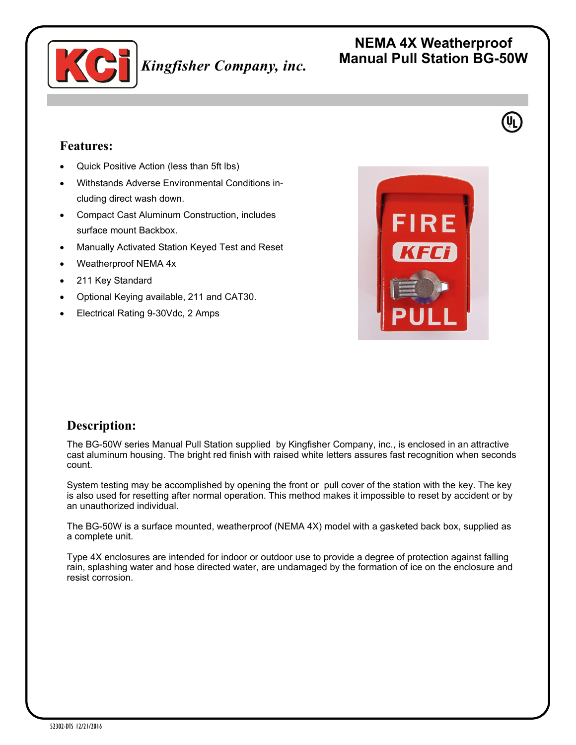Kingfisher Company, inc.

# NEMA 4X Weatherproof Manual Pull Station BG-50W

## Features:

- Quick Positive Action (less than 5ft lbs)
- Withstands Adverse Environmental Conditions including direct wash down.
- Compact Cast Aluminum Construction, includes surface mount Backbox.
- Manually Activated Station Keyed Test and Reset
- Weatherproof NEMA 4x
- 211 Key Standard
- Optional Keying available, 211 and CAT30.
- Electrical Rating 9-30Vdc, 2 Amps

## Description:

The BG-50W series Manual Pull Station supplied by Kingfisher Company, inc., is enclosed in an attractive cast aluminum housing. The bright red finish with raised white letters assures fast recognition when seconds count.

System testing may be accomplished by opening the front or pull cover of the station with the key. The key is also used for resetting after normal operation. This method makes it impossible to reset by accident or by an unauthorized individual.

The BG-50W is a surface mounted, weatherproof (NEMA 4X) model with a gasketed back box, supplied as a complete unit.

Type 4X enclosures are intended for indoor or outdoor use to provide a degree of protection against falling rain, splashing water and hose directed water, are undamaged by the formation of ice on the enclosure and resist corrosion.

52302-DTS 12/21/2016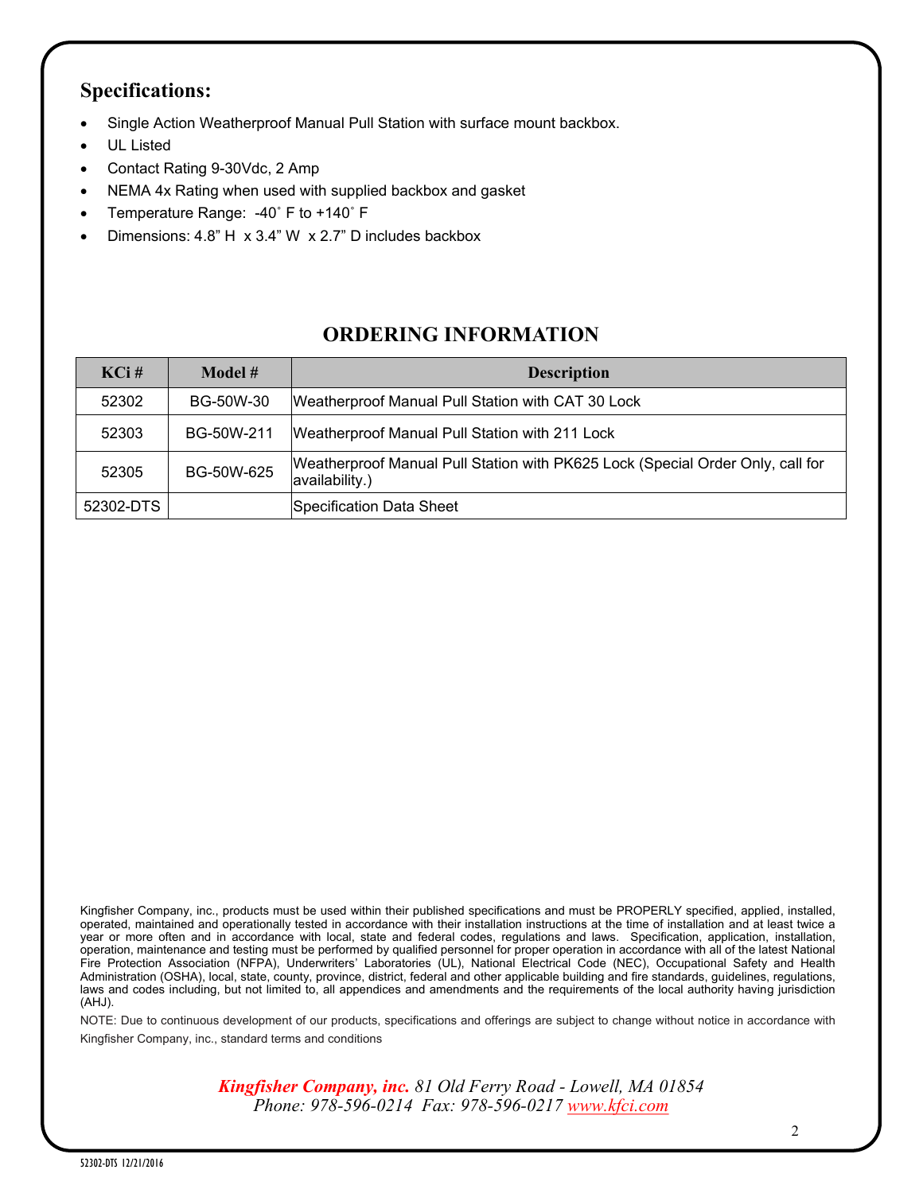## Specifications:

- Single Action Weatherproof Manual Pull Station with surface mount backbox.
- UL Listed
- Contact Rating 9-30Vdc, 2 Amp
- NEMA 4x Rating when used with supplied backbox and gasket
- Temperature Range: -40˚ F to +140˚ F
- Dimensions: 4.8" H x 3.4" W x 2.7" D includes backbox

## ORDERING INFORMATION

| KCi # | Model # | Description |
|---|---|---|
| 52302 | BG-50W-30 | Weatherproof Manual Pull Station with CAT 30 Lock |
| 52303 | BG-50W-211 | Weatherproof Manual Pull Station with 211 Lock |
| 52305 | BG-50W-625 | Weatherproof Manual Pull Station with PK625 Lock (Special Order Only, call for availability.) |
| 52302-DTS | | Specification Data Sheet |

Kingfisher Company, inc., products must be used within their published specifications and must be PROPERLY specified, applied, installed, operated, maintained and operationally tested in accordance with their installation instructions at the time of installation and at least twice a year or more often and in accordance with local, state and federal codes, regulations and laws. Specification, application, installation, operation, maintenance and testing must be performed by qualified personnel for proper operation in accordance with all of the latest National Fire Protection Association (NFPA), Underwriters' Laboratories (UL), National Electrical Code (NEC), Occupational Safety and Health Administration (OSHA), local, state, county, province, district, federal and other applicable building and fire standards, guidelines, regulations, laws and codes including, but not limited to, all appendices and amendments and the requirements of the local authority having jurisdiction (AHJ).

NOTE: Due to continuous development of our products, specifications and offerings are subject to change without notice in accordance with Kingfisher Company, inc., standard terms and conditions

***Kingfisher Company, inc.*** *81 Old Ferry Road - Lowell, MA 01854*
*Phone: 978-596-0214 Fax: 978-596-0217 www.kfci.com*

52302-DTS 12/21/2016